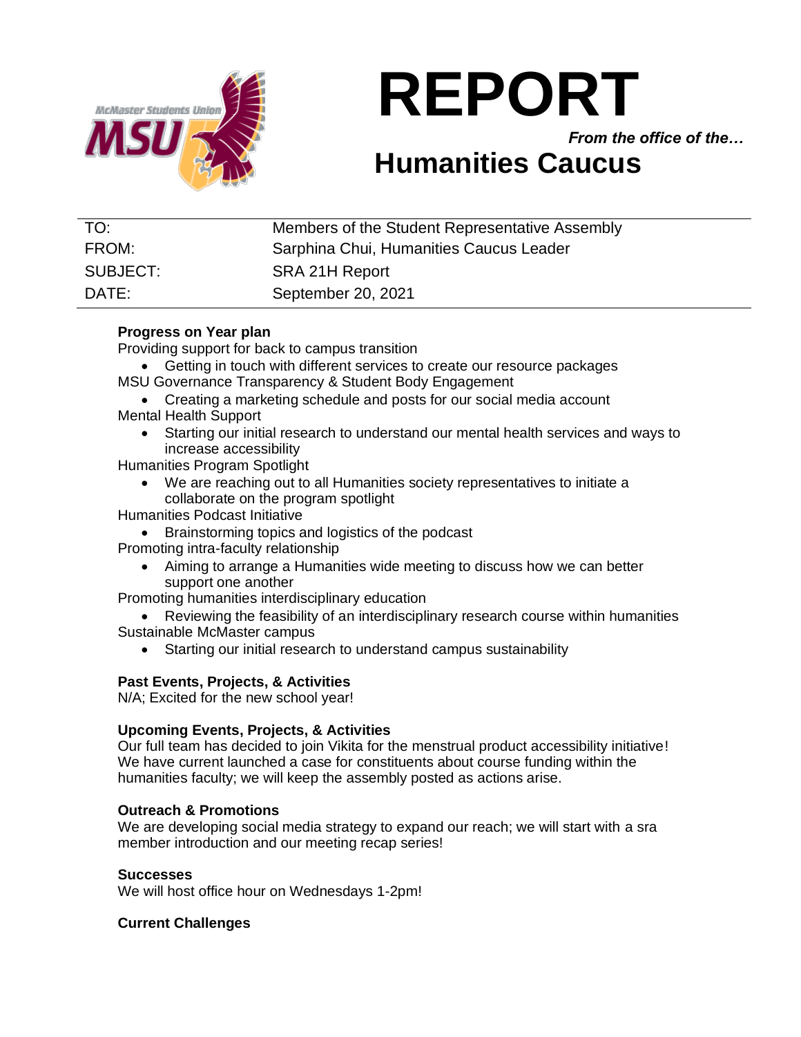# REPORT

***From the office of the…***

## Humanities Caucus

| | |
|---|---|
| TO: | Members of the Student Representative Assembly |
| FROM: | Sarphina Chui, Humanities Caucus Leader |
| SUBJECT: | SRA 21H Report |
| DATE: | September 20, 2021 |

**Progress on Year plan**

Providing support for back to campus transition

- Getting in touch with different services to create our resource packages

MSU Governance Transparency & Student Body Engagement

- Creating a marketing schedule and posts for our social media account

Mental Health Support

- Starting our initial research to understand our mental health services and ways to increase accessibility

Humanities Program Spotlight

- We are reaching out to all Humanities society representatives to initiate a collaborate on the program spotlight

Humanities Podcast Initiative

- Brainstorming topics and logistics of the podcast

Promoting intra-faculty relationship

- Aiming to arrange a Humanities wide meeting to discuss how we can better support one another

Promoting humanities interdisciplinary education

- Reviewing the feasibility of an interdisciplinary research course within humanities

Sustainable McMaster campus

- Starting our initial research to understand campus sustainability

**Past Events, Projects, & Activities**

N/A; Excited for the new school year!

**Upcoming Events, Projects, & Activities**

Our full team has decided to join Vikita for the menstrual product accessibility initiative! We have current launched a case for constituents about course funding within the humanities faculty; we will keep the assembly posted as actions arise.

**Outreach & Promotions**

We are developing social media strategy to expand our reach; we will start with a sra member introduction and our meeting recap series!

**Successes**

We will host office hour on Wednesdays 1-2pm!

**Current Challenges**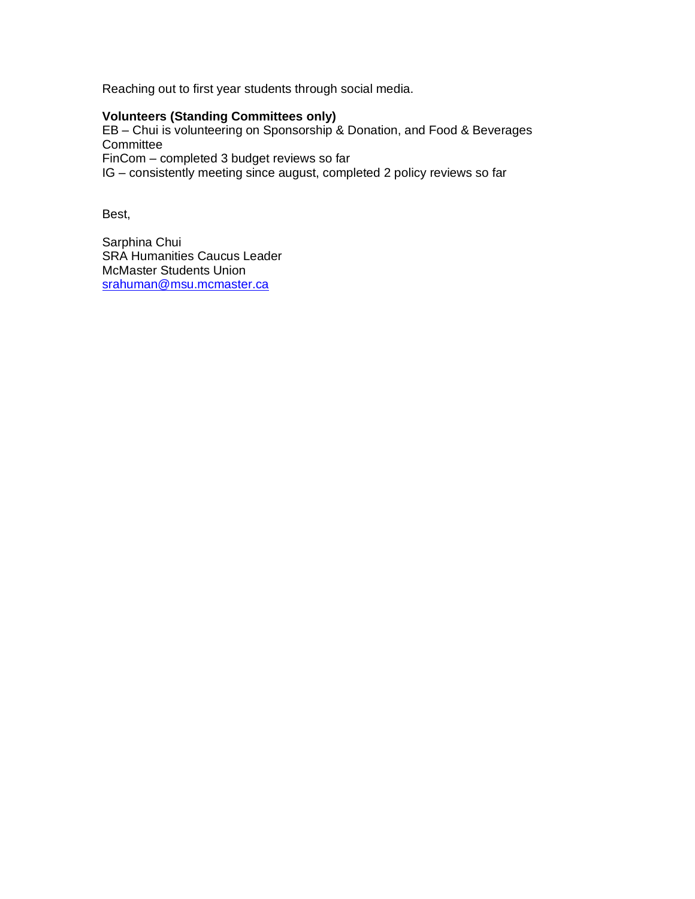Reaching out to first year students through social media.

**Volunteers (Standing Committees only)**

EB – Chui is volunteering on Sponsorship & Donation, and Food & Beverages Committee

FinCom – completed 3 budget reviews so far

IG – consistently meeting since august, completed 2 policy reviews so far

Best,

Sarphina Chui
SRA Humanities Caucus Leader
McMaster Students Union
srahuman@msu.mcmaster.ca